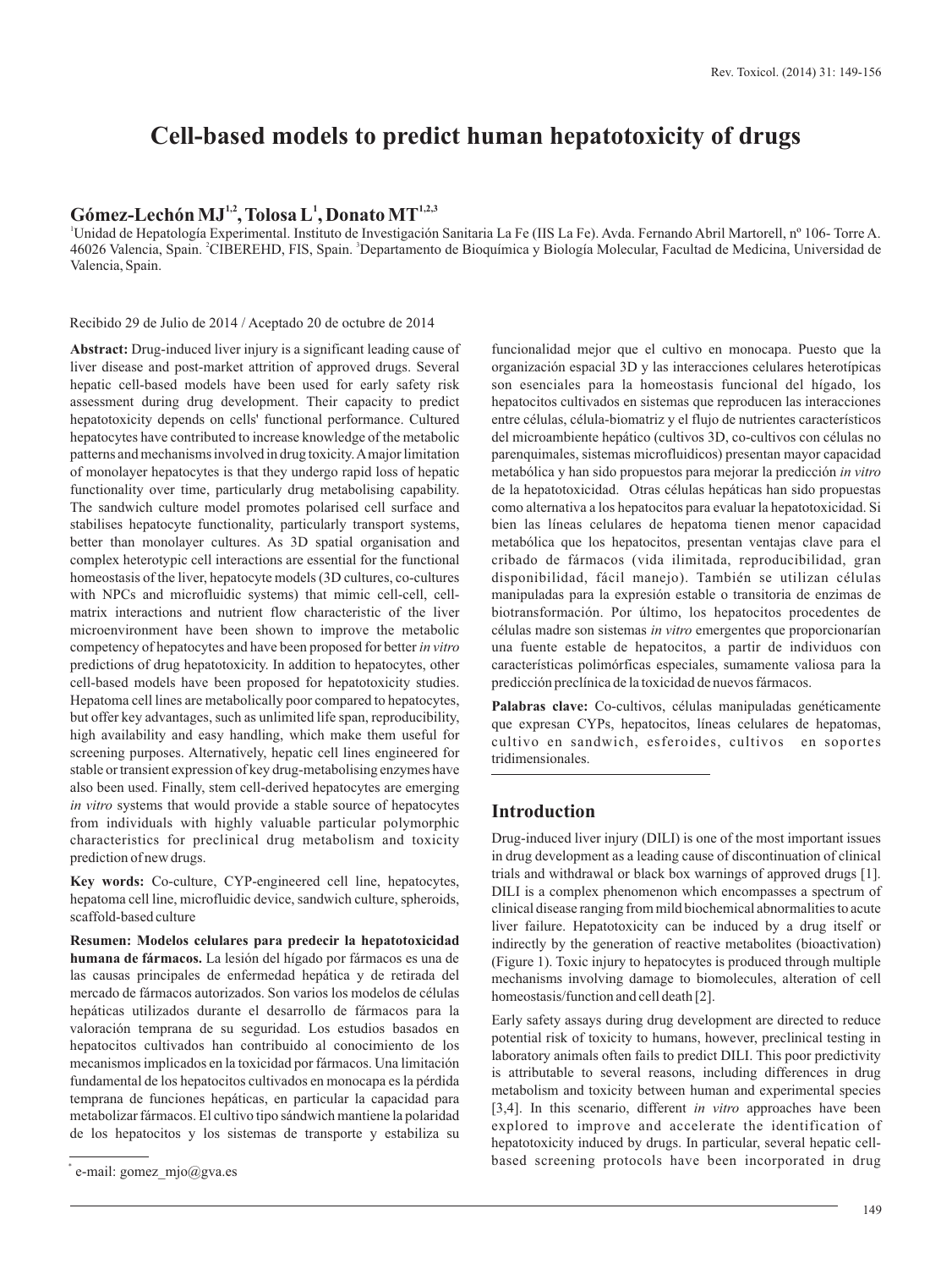# Cell-based models to predict human hepatotoxicity of drugs

**Gómez-Lechón MJ[1,2], Tolosa L[1], Donato MT[1,2,3]**

[1]Unidad de Hepatología Experimental. Instituto de Investigación Sanitaria La Fe (IIS La Fe). Avda. Fernando Abril Martorell, nº 106- Torre A. 46026 Valencia, Spain. [2]CIBEREHD, FIS, Spain. [3]Departamento de Bioquímica y Biología Molecular, Facultad de Medicina, Universidad de Valencia, Spain.

Recibido 29 de Julio de 2014 / Aceptado 20 de octubre de 2014

**Abstract:** Drug-induced liver injury is a significant leading cause of liver disease and post-market attrition of approved drugs. Several hepatic cell-based models have been used for early safety risk assessment during drug development. Their capacity to predict hepatotoxicity depends on cells' functional performance. Cultured hepatocytes have contributed to increase knowledge of the metabolic patterns and mechanisms involved in drug toxicity. A major limitation of monolayer hepatocytes is that they undergo rapid loss of hepatic functionality over time, particularly drug metabolising capability. The sandwich culture model promotes polarised cell surface and stabilises hepatocyte functionality, particularly transport systems, better than monolayer cultures. As 3D spatial organisation and complex heterotypic cell interactions are essential for the functional homeostasis of the liver, hepatocyte models (3D cultures, co-cultures with NPCs and microfluidic systems) that mimic cell-cell, cell-matrix interactions and nutrient flow characteristic of the liver microenvironment have been shown to improve the metabolic competency of hepatocytes and have been proposed for better *in vitro* predictions of drug hepatotoxicity. In addition to hepatocytes, other cell-based models have been proposed for hepatotoxicity studies. Hepatoma cell lines are metabolically poor compared to hepatocytes, but offer key advantages, such as unlimited life span, reproducibility, high availability and easy handling, which make them useful for screening purposes. Alternatively, hepatic cell lines engineered for stable or transient expression of key drug-metabolising enzymes have also been used. Finally, stem cell-derived hepatocytes are emerging *in vitro* systems that would provide a stable source of hepatocytes from individuals with highly valuable particular polymorphic characteristics for preclinical drug metabolism and toxicity prediction of new drugs.

**Key words:** Co-culture, CYP-engineered cell line, hepatocytes, hepatoma cell line, microfluidic device, sandwich culture, spheroids, scaffold-based culture

**Resumen: Modelos celulares para predecir la hepatotoxicidad humana de fármacos.** La lesión del hígado por fármacos es una de las causas principales de enfermedad hepática y de retirada del mercado de fármacos autorizados. Son varios los modelos de células hepáticas utilizados durante el desarrollo de fármacos para la valoración temprana de su seguridad. Los estudios basados en hepatocitos cultivados han contribuido al conocimiento de los mecanismos implicados en la toxicidad por fármacos. Una limitación fundamental de los hepatocitos cultivados en monocapa es la pérdida temprana de funciones hepáticas, en particular la capacidad para metabolizar fármacos. El cultivo tipo sándwich mantiene la polaridad de los hepatocitos y los sistemas de transporte y estabiliza su funcionalidad mejor que el cultivo en monocapa. Puesto que la organización espacial 3D y las interacciones celulares heterotípicas son esenciales para la homeostasis funcional del hígado, los hepatocitos cultivados en sistemas que reproducen las interacciones entre células, célula-biomatriz y el flujo de nutrientes característicos del microambiente hepático (cultivos 3D, co-cultivos con células no parenquimales, sistemas microfluidicos) presentan mayor capacidad metabólica y han sido propuestos para mejorar la predicción *in vitro* de la hepatotoxicidad. Otras células hepáticas han sido propuestas como alternativa a los hepatocitos para evaluar la hepatotoxicidad. Si bien las líneas celulares de hepatoma tienen menor capacidad metabólica que los hepatocitos, presentan ventajas clave para el cribado de fármacos (vida ilimitada, reproducibilidad, gran disponibilidad, fácil manejo). También se utilizan células manipuladas para la expresión estable o transitoria de enzimas de biotransformación. Por último, los hepatocitos procedentes de células madre son sistemas *in vitro* emergentes que proporcionarían una fuente estable de hepatocitos, a partir de individuos con características polimórficas especiales, sumamente valiosa para la predicción preclínica de la toxicidad de nuevos fármacos.

**Palabras clave:** Co-cultivos, células manipuladas genéticamente que expresan CYPs, hepatocitos, líneas celulares de hepatomas, cultivo en sandwich, esferoides, cultivos en soportes tridimensionales.

## Introduction

Drug-induced liver injury (DILI) is one of the most important issues in drug development as a leading cause of discontinuation of clinical trials and withdrawal or black box warnings of approved drugs [1]. DILI is a complex phenomenon which encompasses a spectrum of clinical disease ranging from mild biochemical abnormalities to acute liver failure. Hepatotoxicity can be induced by a drug itself or indirectly by the generation of reactive metabolites (bioactivation) (Figure 1). Toxic injury to hepatocytes is produced through multiple mechanisms involving damage to biomolecules, alteration of cell homeostasis/function and cell death [2].

Early safety assays during drug development are directed to reduce potential risk of toxicity to humans, however, preclinical testing in laboratory animals often fails to predict DILI. This poor predictivity is attributable to several reasons, including differences in drug metabolism and toxicity between human and experimental species [3,4]. In this scenario, different *in vitro* approaches have been explored to improve and accelerate the identification of hepatotoxicity induced by drugs. In particular, several hepatic cell-based screening protocols have been incorporated in drug

* e-mail: gomez_mjo@gva.es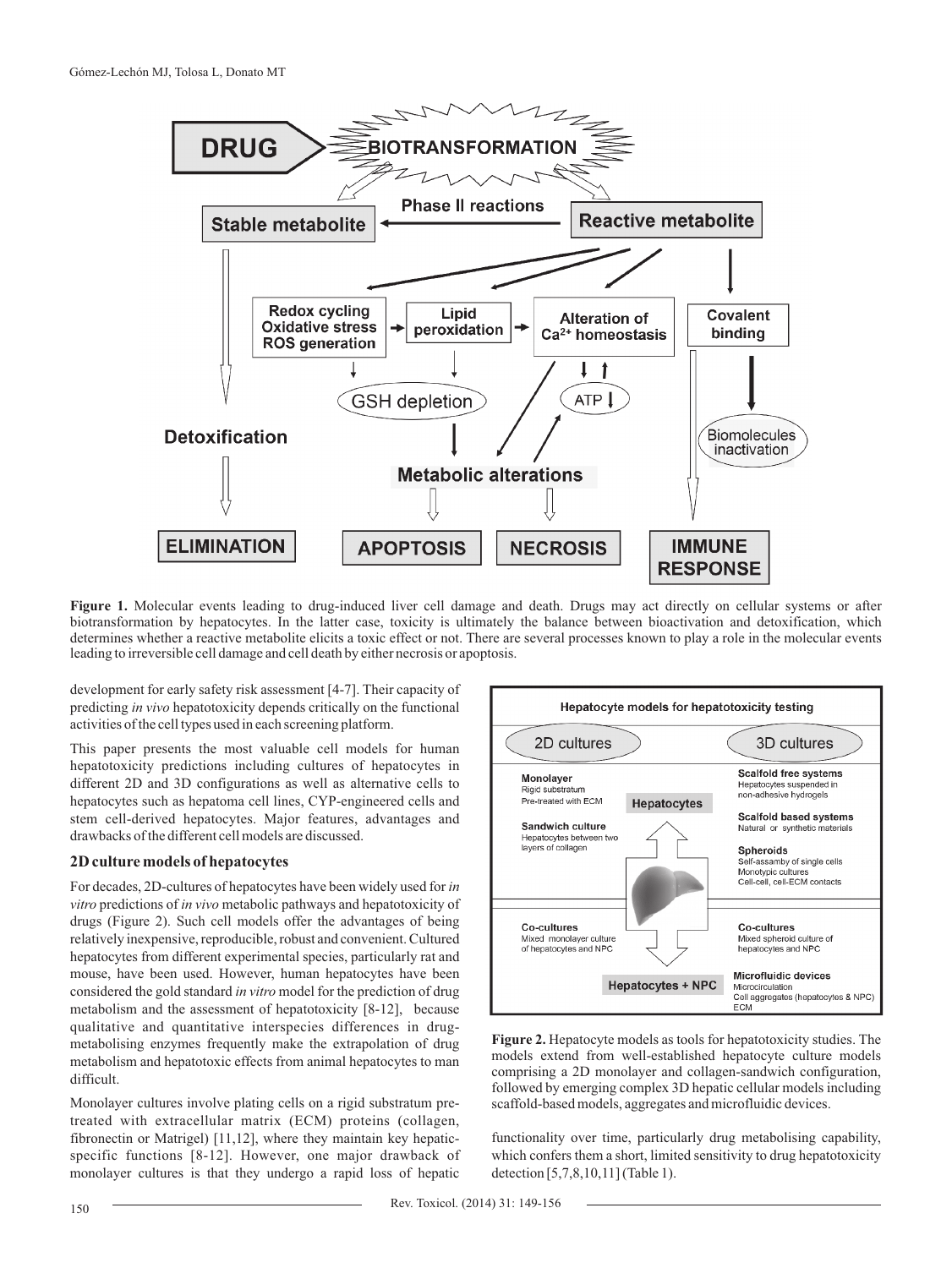**Figure 1.** Molecular events leading to drug-induced liver cell damage and death. Drugs may act directly on cellular systems or after biotransformation by hepatocytes. In the latter case, toxicity is ultimately the balance between bioactivation and detoxification, which determines whether a reactive metabolite elicits a toxic effect or not. There are several processes known to play a role in the molecular events leading to irreversible cell damage and cell death by either necrosis or apoptosis.

development for early safety risk assessment [4-7]. Their capacity of predicting *in vivo* hepatotoxicity depends critically on the functional activities of the cell types used in each screening platform.

This paper presents the most valuable cell models for human hepatotoxicity predictions including cultures of hepatocytes in different 2D and 3D configurations as well as alternative cells to hepatocytes such as hepatoma cell lines, CYP-engineered cells and stem cell-derived hepatocytes. Major features, advantages and drawbacks of the different cell models are discussed.

## 2D culture models of hepatocytes

For decades, 2D-cultures of hepatocytes have been widely used for *in vitro* predictions of *in vivo* metabolic pathways and hepatotoxicity of drugs (Figure 2). Such cell models offer the advantages of being relatively inexpensive, reproducible, robust and convenient. Cultured hepatocytes from different experimental species, particularly rat and mouse, have been used. However, human hepatocytes have been considered the gold standard *in vitro* model for the prediction of drug metabolism and the assessment of hepatotoxicity [8-12], because qualitative and quantitative interspecies differences in drug-metabolising enzymes frequently make the extrapolation of drug metabolism and hepatotoxic effects from animal hepatocytes to man difficult.

Monolayer cultures involve plating cells on a rigid substratum pre-treated with extracellular matrix (ECM) proteins (collagen, fibronectin or Matrigel) [11,12], where they maintain key hepatic-specific functions [8-12]. However, one major drawback of monolayer cultures is that they undergo a rapid loss of hepatic functionality over time, particularly drug metabolising capability, which confers them a short, limited sensitivity to drug hepatotoxicity detection [5,7,8,10,11] (Table 1).

**Figure 2.** Hepatocyte models as tools for hepatotoxicity studies. The models extend from well-established hepatocyte culture models comprising a 2D monolayer and collagen-sandwich configuration, followed by emerging complex 3D hepatic cellular models including scaffold-based models, aggregates and microfluidic devices.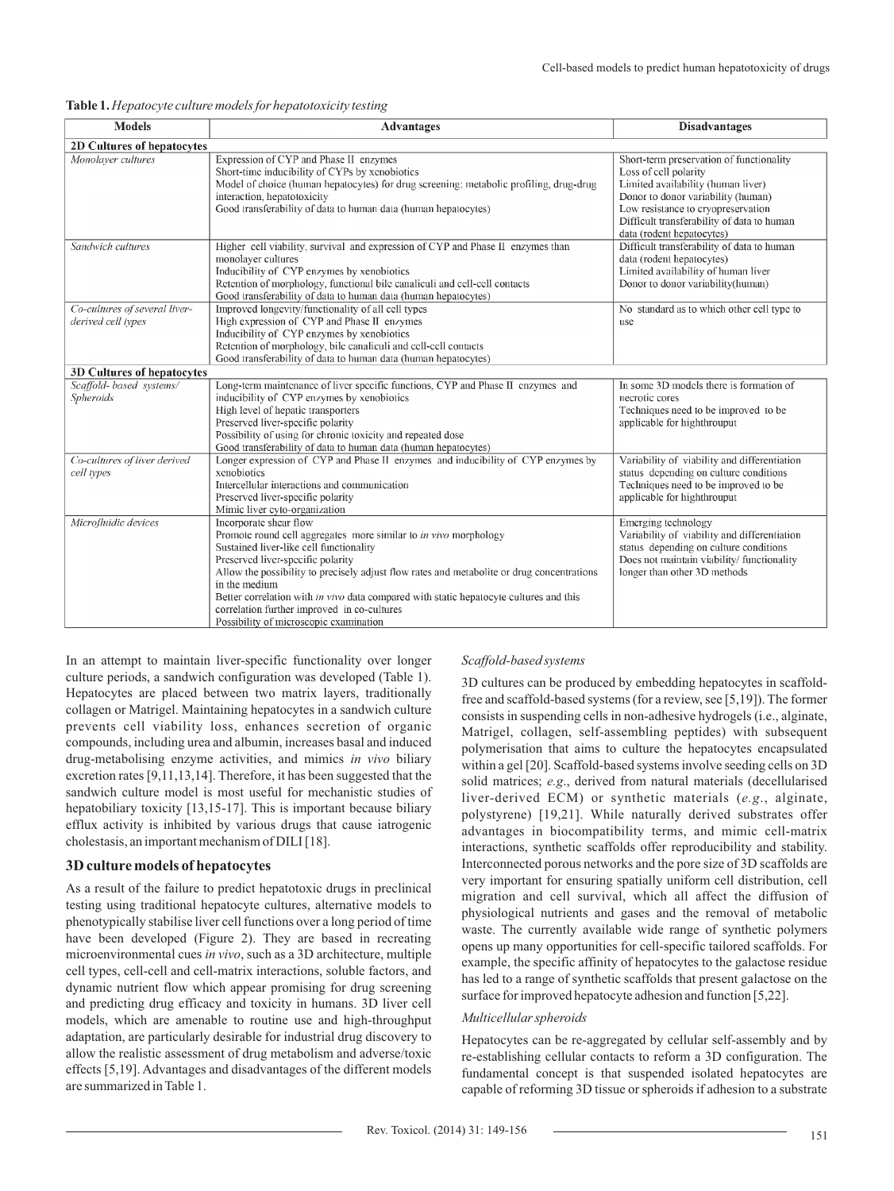**Table 1.** *Hepatocyte culture models for hepatotoxicity testing*

| Models | Advantages | Disadvantages |
|---|---|---|
| **2D Cultures of hepatocytes** | | |
| *Monolayer cultures* | Expression of CYP and Phase II enzymes<br>Short-time inducibility of CYPs by xenobiotics<br>Model of choice (human hepatocytes) for drug screening: metabolic profiling, drug-drug interaction, hepatotoxicity<br>Good transferability of data to human data (human hepatocytes) | Short-term preservation of functionality<br>Loss of cell polarity<br>Limited availability (human liver)<br>Donor to donor variability (human)<br>Low resistance to cryopreservation<br>Difficult transferability of data to human data (rodent hepatocytes) |
| *Sandwich cultures* | Higher cell viability, survival and expression of CYP and Phase II enzymes than monolayer cultures<br>Inducibility of CYP enzymes by xenobiotics<br>Retention of morphology, functional bile canaliculi and cell-cell contacts<br>Good transferability of data to human data (human hepatocytes) | Difficult transferability of data to human data (rodent hepatocytes)<br>Limited availability of human liver<br>Donor to donor variability(human) |
| *Co-cultures of several liver-derived cell types* | Improved longevity/functionality of all cell types<br>High expression of CYP and Phase II enzymes<br>Inducibility of CYP enzymes by xenobiotics<br>Retention of morphology, bile canaliculi and cell-cell contacts<br>Good transferability of data to human data (human hepatocytes) | No standard as to which other cell type to use |
| **3D Cultures of hepatocytes** | | |
| *Scaffold- based systems/ Spheroids* | Long-term maintenance of liver specific functions, CYP and Phase II enzymes and inducibility of CYP enzymes by xenobiotics<br>High level of hepatic transporters<br>Preserved liver-specific polarity<br>Possibility of using for chronic toxicity and repeated dose<br>Good transferability of data to human data (human hepatocytes) | In some 3D models there is formation of necrotic cores<br>Techniques need to be improved to be applicable for highthrouput |
| *Co-cultures of liver derived cell types* | Longer expression of CYP and Phase II enzymes and inducibility of CYP enzymes by xenobiotics<br>Intercellular interactions and communication<br>Preserved liver-specific polarity<br>Mimic liver cyto-organization | Variability of viability and differentiation status depending on culture conditions<br>Techniques need to be improved to be applicable for highthrouput |
| *Microfluidic devices* | Incorporate shear flow<br>Promote round cell aggregates more similar to *in vivo* morphology<br>Sustained liver-like cell functionality<br>Preserved liver-specific polarity<br>Allow the possibility to precisely adjust flow rates and metabolite or drug concentrations in the medium<br>Better correlation with *in vivo* data compared with static hepatocyte cultures and this correlation further improved in co-cultures<br>Possibility of microscopic examination | Emerging technology<br>Variability of viability and differentiation status depending on culture conditions<br>Does not maintain viability/ functionality longer than other 3D methods |

In an attempt to maintain liver-specific functionality over longer culture periods, a sandwich configuration was developed (Table 1). Hepatocytes are placed between two matrix layers, traditionally collagen or Matrigel. Maintaining hepatocytes in a sandwich culture prevents cell viability loss, enhances secretion of organic compounds, including urea and albumin, increases basal and induced drug-metabolising enzyme activities, and mimics *in vivo* biliary excretion rates [9,11,13,14]. Therefore, it has been suggested that the sandwich culture model is most useful for mechanistic studies of hepatobiliary toxicity [13,15-17]. This is important because biliary efflux activity is inhibited by various drugs that cause iatrogenic cholestasis, an important mechanism of DILI [18].

## 3D culture models of hepatocytes

As a result of the failure to predict hepatotoxic drugs in preclinical testing using traditional hepatocyte cultures, alternative models to phenotypically stabilise liver cell functions over a long period of time have been developed (Figure 2). They are based in recreating microenvironmental cues *in vivo*, such as a 3D architecture, multiple cell types, cell-cell and cell-matrix interactions, soluble factors, and dynamic nutrient flow which appear promising for drug screening and predicting drug efficacy and toxicity in humans. 3D liver cell models, which are amenable to routine use and high-throughput adaptation, are particularly desirable for industrial drug discovery to allow the realistic assessment of drug metabolism and adverse/toxic effects [5,19]. Advantages and disadvantages of the different models are summarized in Table 1.

### *Scaffold-based systems*

3D cultures can be produced by embedding hepatocytes in scaffold-free and scaffold-based systems (for a review, see [5,19]). The former consists in suspending cells in non-adhesive hydrogels (i.e., alginate, Matrigel, collagen, self-assembling peptides) with subsequent polymerisation that aims to culture the hepatocytes encapsulated within a gel [20]. Scaffold-based systems involve seeding cells on 3D solid matrices; *e.g.*, derived from natural materials (decellularised liver-derived ECM) or synthetic materials (*e.g.*, alginate, polystyrene) [19,21]. While naturally derived substrates offer advantages in biocompatibility terms, and mimic cell-matrix interactions, synthetic scaffolds offer reproducibility and stability. Interconnected porous networks and the pore size of 3D scaffolds are very important for ensuring spatially uniform cell distribution, cell migration and cell survival, which all affect the diffusion of physiological nutrients and gases and the removal of metabolic waste. The currently available wide range of synthetic polymers opens up many opportunities for cell-specific tailored scaffolds. For example, the specific affinity of hepatocytes to the galactose residue has led to a range of synthetic scaffolds that present galactose on the surface for improved hepatocyte adhesion and function [5,22].

### *Multicellular spheroids*

Hepatocytes can be re-aggregated by cellular self-assembly and by re-establishing cellular contacts to reform a 3D configuration. The fundamental concept is that suspended isolated hepatocytes are capable of reforming 3D tissue or spheroids if adhesion to a substrate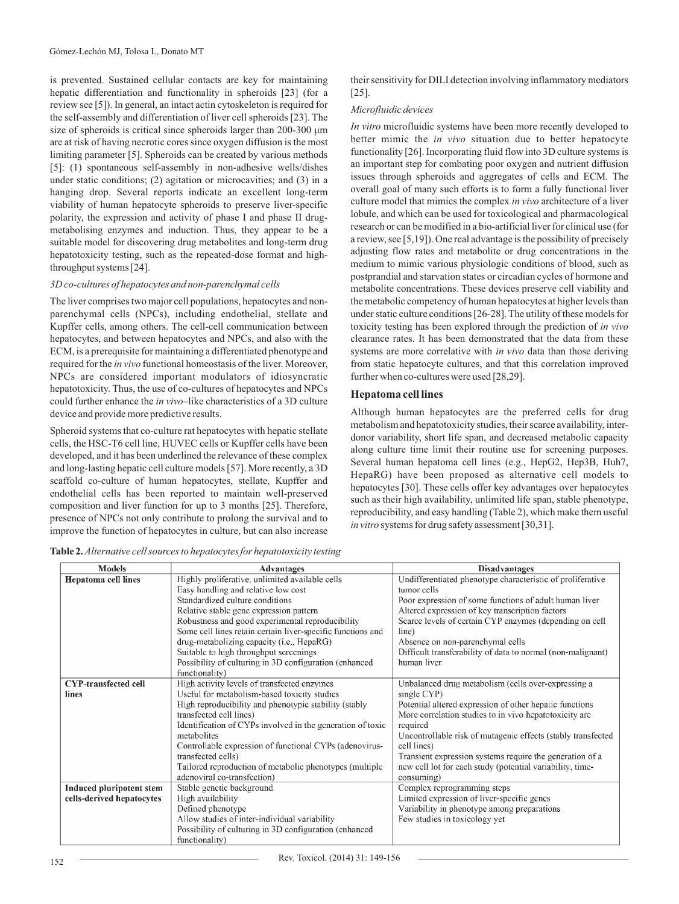is prevented. Sustained cellular contacts are key for maintaining hepatic differentiation and functionality in spheroids [23] (for a review see [5]). In general, an intact actin cytoskeleton is required for the self-assembly and differentiation of liver cell spheroids [23]. The size of spheroids is critical since spheroids larger than 200-300 µm are at risk of having necrotic cores since oxygen diffusion is the most limiting parameter [5]. Spheroids can be created by various methods [5]: (1) spontaneous self-assembly in non-adhesive wells/dishes under static conditions; (2) agitation or microcavities; and (3) in a hanging drop. Several reports indicate an excellent long-term viability of human hepatocyte spheroids to preserve liver-specific polarity, the expression and activity of phase I and phase II drug-metabolising enzymes and induction. Thus, they appear to be a suitable model for discovering drug metabolites and long-term drug hepatotoxicity testing, such as the repeated-dose format and high-throughput systems [24].

*3D co-cultures of hepatocytes and non-parenchymal cells*

The liver comprises two major cell populations, hepatocytes and non-parenchymal cells (NPCs), including endothelial, stellate and Kupffer cells, among others. The cell-cell communication between hepatocytes, and between hepatocytes and NPCs, and also with the ECM, is a prerequisite for maintaining a differentiated phenotype and required for the *in vivo* functional homeostasis of the liver. Moreover, NPCs are considered important modulators of idiosyncratic hepatotoxicity. Thus, the use of co-cultures of hepatocytes and NPCs could further enhance the *in vivo*–like characteristics of a 3D culture device and provide more predictive results.

Spheroid systems that co-culture rat hepatocytes with hepatic stellate cells, the HSC-T6 cell line, HUVEC cells or Kupffer cells have been developed, and it has been underlined the relevance of these complex and long-lasting hepatic cell culture models [57]. More recently, a 3D scaffold co-culture of human hepatocytes, stellate, Kupffer and endothelial cells has been reported to maintain well-preserved composition and liver function for up to 3 months [25]. Therefore, presence of NPCs not only contribute to prolong the survival and to improve the function of hepatocytes in culture, but can also increase their sensitivity for DILI detection involving inflammatory mediators [25].

*Microfluidic devices*

*In vitro* microfluidic systems have been more recently developed to better mimic the *in vivo* situation due to better hepatocyte functionality [26]. Incorporating fluid flow into 3D culture systems is an important step for combating poor oxygen and nutrient diffusion issues through spheroids and aggregates of cells and ECM. The overall goal of many such efforts is to form a fully functional liver culture model that mimics the complex *in vivo* architecture of a liver lobule, and which can be used for toxicological and pharmacological research or can be modified in a bio-artificial liver for clinical use (for a review, see [5,19]). One real advantage is the possibility of precisely adjusting flow rates and metabolite or drug concentrations in the medium to mimic various physiologic conditions of blood, such as postprandial and starvation states or circadian cycles of hormone and metabolite concentrations. These devices preserve cell viability and the metabolic competency of human hepatocytes at higher levels than under static culture conditions [26-28]. The utility of these models for toxicity testing has been explored through the prediction of *in vivo* clearance rates. It has been demonstrated that the data from these systems are more correlative with *in vivo* data than those deriving from static hepatocyte cultures, and that this correlation improved further when co-cultures were used [28,29].

## Hepatoma cell lines

Although human hepatocytes are the preferred cells for drug metabolism and hepatotoxicity studies, their scarce availability, inter-donor variability, short life span, and decreased metabolic capacity along culture time limit their routine use for screening purposes. Several human hepatoma cell lines (e.g., HepG2, Hep3B, Huh7, HepaRG) have been proposed as alternative cell models to hepatocytes [30]. These cells offer key advantages over hepatocytes such as their high availability, unlimited life span, stable phenotype, reproducibility, and easy handling (Table 2), which make them useful *in vitro* systems for drug safety assessment [30,31].

**Table 2.** *Alternative cell sources to hepatocytes for hepatotoxicity testing*

| Models | Advantages | Disadvantages |
|---|---|---|
| **Hepatoma cell lines** | Highly proliferative, unlimited available cells<br>Easy handling and relative low cost<br>Standardized culture conditions<br>Relative stable gene expression pattern<br>Robustness and good experimental reproducibility<br>Some cell lines retain certain liver-specific functions and drug-metabolizing capacity (i.e., HepaRG)<br>Suitable to high throughput screenings<br>Possibility of culturing in 3D configuration (enhanced functionality) | Undifferentiated phenotype characteristic of proliferative tumor cells<br>Poor expression of some functions of adult human liver<br>Altered expression of key transcription factors<br>Scarce levels of certain CYP enzymes (depending on cell line)<br>Absence on non-parenchymal cells<br>Difficult transferability of data to normal (non-malignant) human liver |
| **CYP-transfected cell lines** | High activity levels of transfected enzymes<br>Useful for metabolism-based toxicity studies<br>High reproducibility and phenotypic stability (stably transfected cell lines)<br>Identification of CYPs involved in the generation of toxic metabolites<br>Controllable expression of functional CYPs (adenovirus-transfected cells)<br>Tailored reproduction of metabolic phenotypes (multiple adenoviral co-transfection) | Unbalanced drug metabolism (cells over-expressing a single CYP)<br>Potential altered expression of other hepatic functions<br>More correlation studies to in vivo hepatotoxicity are required<br>Uncontrollable risk of mutagenic effects (stably transfected cell lines)<br>Transient expression systems require the generation of a new cell lot for each study (potential variability, time-consuming) |
| **Induced pluripotent stem cells-derived hepatocytes** | Stable genetic background<br>High availability<br>Defined phenotype<br>Allow studies of inter-individual variability<br>Possibility of culturing in 3D configuration (enhanced functionality) | Complex reprogramming steps<br>Limited expression of liver-specific genes<br>Variability in phenotype among preparations<br>Few studies in toxicology yet |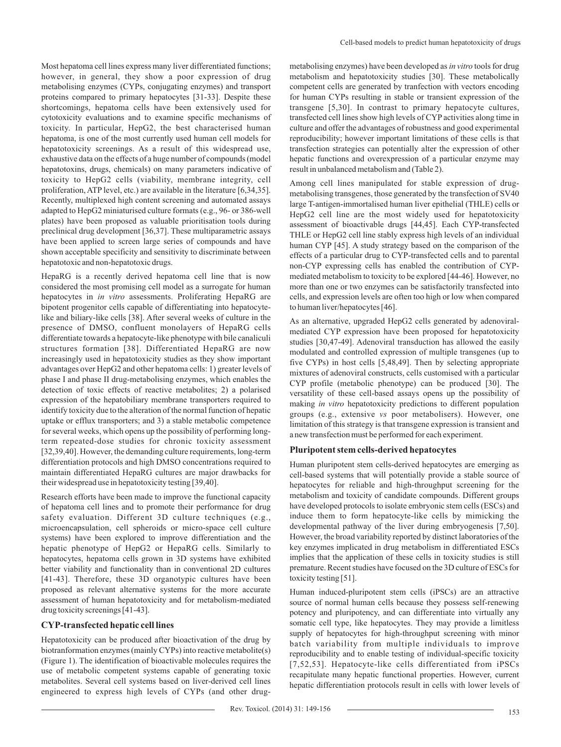Most hepatoma cell lines express many liver differentiated functions; however, in general, they show a poor expression of drug metabolising enzymes (CYPs, conjugating enzymes) and transport proteins compared to primary hepatocytes [31-33]. Despite these shortcomings, hepatoma cells have been extensively used for cytotoxicity evaluations and to examine specific mechanisms of toxicity. In particular, HepG2, the best characterised human hepatoma, is one of the most currently used human cell models for hepatotoxicity screenings. As a result of this widespread use, exhaustive data on the effects of a huge number of compounds (model hepatotoxins, drugs, chemicals) on many parameters indicative of toxicity to HepG2 cells (viability, membrane integrity, cell proliferation, ATP level, etc.) are available in the literature [6,34,35]. Recently, multiplexed high content screening and automated assays adapted to HepG2 miniaturised culture formats (e.g., 96- or 386-well plates) have been proposed as valuable prioritisation tools during preclinical drug development [36,37]. These multiparametric assays have been applied to screen large series of compounds and have shown acceptable specificity and sensitivity to discriminate between hepatotoxic and non-hepatotoxic drugs.

HepaRG is a recently derived hepatoma cell line that is now considered the most promising cell model as a surrogate for human hepatocytes in *in vitro* assessments. Proliferating HepaRG are bipotent progenitor cells capable of differentiating into hepatocyte-like and biliary-like cells [38]. After several weeks of culture in the presence of DMSO, confluent monolayers of HepaRG cells differentiate towards a hepatocyte-like phenotype with bile canaliculi structures formation [38]. Differentiated HepaRG are now increasingly used in hepatotoxicity studies as they show important advantages over HepG2 and other hepatoma cells: 1) greater levels of phase I and phase II drug-metabolising enzymes, which enables the detection of toxic effects of reactive metabolites; 2) a polarised expression of the hepatobiliary membrane transporters required to identify toxicity due to the alteration of the normal function of hepatic uptake or efflux transporters; and 3) a stable metabolic competence for several weeks, which opens up the possibility of performing long-term repeated-dose studies for chronic toxicity assessment [32,39,40]. However, the demanding culture requirements, long-term differentiation protocols and high DMSO concentrations required to maintain differentiated HepaRG cultures are major drawbacks for their widespread use in hepatotoxicity testing [39,40].

Research efforts have been made to improve the functional capacity of hepatoma cell lines and to promote their performance for drug safety evaluation. Different 3D culture techniques (e.g., microencapsulation, cell spheroids or micro-space cell culture systems) have been explored to improve differentiation and the hepatic phenotype of HepG2 or HepaRG cells. Similarly to hepatocytes, hepatoma cells grown in 3D systems have exhibited better viability and functionality than in conventional 2D cultures [41-43]. Therefore, these 3D organotypic cultures have been proposed as relevant alternative systems for the more accurate assessment of human hepatotoxicity and for metabolism-mediated drug toxicity screenings [41-43].

## CYP-transfected hepatic cell lines

Hepatotoxicity can be produced after bioactivation of the drug by biotranformation enzymes (mainly CYPs) into reactive metabolite(s) (Figure 1). The identification of bioactivable molecules requires the use of metabolic competent systems capable of generating toxic metabolites. Several cell systems based on liver-derived cell lines engineered to express high levels of CYPs (and other drug-metabolising enzymes) have been developed as *in vitro* tools for drug metabolism and hepatotoxicity studies [30]. These metabolically competent cells are generated by tranfection with vectors encoding for human CYPs resulting in stable or transient expression of the transgene [5,30]. In contrast to primary hepatocyte cultures, transfected cell lines show high levels of CYP activities along time in culture and offer the advantages of robustness and good experimental reproducibility; however important limitations of these cells is that transfection strategies can potentially alter the expression of other hepatic functions and overexpression of a particular enzyme may result in unbalanced metabolism and (Table 2).

Among cell lines manipulated for stable expression of drug-metabolising transgenes, those generated by the transfection of SV40 large T-antigen-immortalised human liver epithelial (THLE) cells or HepG2 cell line are the most widely used for hepatotoxicity assessment of bioactivable drugs [44,45]. Each CYP-transfected THLE or HepG2 cell line stably express high levels of an individual human CYP [45]. A study strategy based on the comparison of the effects of a particular drug to CYP-transfected cells and to parental non-CYP expressing cells has enabled the contribution of CYP-mediated metabolism to toxicity to be explored [44-46]. However, no more than one or two enzymes can be satisfactorily transfected into cells, and expression levels are often too high or low when compared to human liver/hepatocytes [46].

As an alternative, upgraded HepG2 cells generated by adenoviral-mediated CYP expression have been proposed for hepatotoxicity studies [30,47-49]. Adenoviral transduction has allowed the easily modulated and controlled expression of multiple transgenes (up to five CYPs) in host cells [5,48,49]. Then by selecting appropriate mixtures of adenoviral constructs, cells customised with a particular CYP profile (metabolic phenotype) can be produced [30]. The versatility of these cell-based assays opens up the possibility of making *in vitro* hepatotoxicity predictions to different population groups (e.g., extensive *vs* poor metabolisers). However, one limitation of this strategy is that transgene expression is transient and a new transfection must be performed for each experiment.

## Pluripotent stem cells-derived hepatocytes

Human pluripotent stem cells-derived hepatocytes are emerging as cell-based systems that will potentially provide a stable source of hepatocytes for reliable and high-throughput screening for the metabolism and toxicity of candidate compounds. Different groups have developed protocols to isolate embryonic stem cells (ESCs) and induce them to form hepatocyte-like cells by mimicking the developmental pathway of the liver during embryogenesis [7,50]. However, the broad variability reported by distinct laboratories of the key enzymes implicated in drug metabolism in differentiated ESCs implies that the application of these cells in toxicity studies is still premature. Recent studies have focused on the 3D culture of ESCs for toxicity testing [51].

Human induced-pluripotent stem cells (iPSCs) are an attractive source of normal human cells because they possess self-renewing potency and pluripotency, and can differentiate into virtually any somatic cell type, like hepatocytes. They may provide a limitless supply of hepatocytes for high-throughput screening with minor batch variability from multiple individuals to improve reproducibility and to enable testing of individual-specific toxicity [7,52,53]. Hepatocyte-like cells differentiated from iPSCs recapitulate many hepatic functional properties. However, current hepatic differentiation protocols result in cells with lower levels of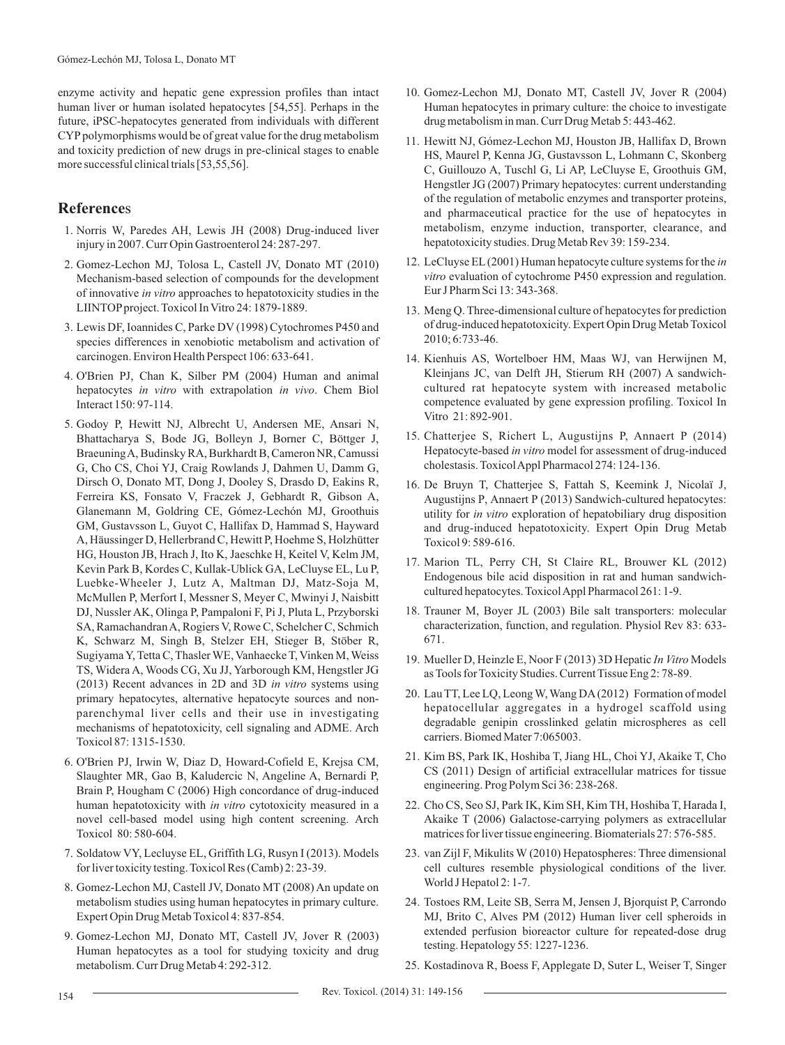enzyme activity and hepatic gene expression profiles than intact human liver or human isolated hepatocytes [54,55]. Perhaps in the future, iPSC-hepatocytes generated from individuals with different CYP polymorphisms would be of great value for the drug metabolism and toxicity prediction of new drugs in pre-clinical stages to enable more successful clinical trials [53,55,56].

## References

1. Norris W, Paredes AH, Lewis JH (2008) Drug-induced liver injury in 2007. Curr Opin Gastroenterol 24: 287-297.
2. Gomez-Lechon MJ, Tolosa L, Castell JV, Donato MT (2010) Mechanism-based selection of compounds for the development of innovative *in vitro* approaches to hepatotoxicity studies in the LIINTOP project. Toxicol In Vitro 24: 1879-1889.
3. Lewis DF, Ioannides C, Parke DV (1998) Cytochromes P450 and species differences in xenobiotic metabolism and activation of carcinogen. Environ Health Perspect 106: 633-641.
4. O'Brien PJ, Chan K, Silber PM (2004) Human and animal hepatocytes *in vitro* with extrapolation *in vivo*. Chem Biol Interact 150: 97-114.
5. Godoy P, Hewitt NJ, Albrecht U, Andersen ME, Ansari N, Bhattacharya S, Bode JG, Bolleyn J, Borner C, Böttger J, Braeuning A, Budinsky RA, Burkhardt B, Cameron NR, Camussi G, Cho CS, Choi YJ, Craig Rowlands J, Dahmen U, Damm G, Dirsch O, Donato MT, Dong J, Dooley S, Drasdo D, Eakins R, Ferreira KS, Fonsato V, Fraczek J, Gebhardt R, Gibson A, Glanemann M, Goldring CE, Gómez-Lechón MJ, Groothuis GM, Gustavsson L, Guyot C, Hallifax D, Hammad S, Hayward A, Häussinger D, Hellerbrand C, Hewitt P, Hoehme S, Holzhütter HG, Houston JB, Hrach J, Ito K, Jaeschke H, Keitel V, Kelm JM, Kevin Park B, Kordes C, Kullak-Ublick GA, LeCluyse EL, Lu P, Luebke-Wheeler J, Lutz A, Maltman DJ, Matz-Soja M, McMullen P, Merfort I, Messner S, Meyer C, Mwinyi J, Naisbitt DJ, Nussler AK, Olinga P, Pampaloni F, Pi J, Pluta L, Przyborski SA, Ramachandran A, Rogiers V, Rowe C, Schelcher C, Schmich K, Schwarz M, Singh B, Stelzer EH, Stieger B, Stöber R, Sugiyama Y, Tetta C, Thasler WE, Vanhaecke T, Vinken M, Weiss TS, Widera A, Woods CG, Xu JJ, Yarborough KM, Hengstler JG (2013) Recent advances in 2D and 3D *in vitro* systems using primary hepatocytes, alternative hepatocyte sources and non-parenchymal liver cells and their use in investigating mechanisms of hepatotoxicity, cell signaling and ADME. Arch Toxicol 87: 1315-1530.
6. O'Brien PJ, Irwin W, Diaz D, Howard-Cofield E, Krejsa CM, Slaughter MR, Gao B, Kaludercic N, Angeline A, Bernardi P, Brain P, Hougham C (2006) High concordance of drug-induced human hepatotoxicity with *in vitro* cytotoxicity measured in a novel cell-based model using high content screening. Arch Toxicol 80: 580-604.
7. Soldatow VY, Lecluyse EL, Griffith LG, Rusyn I (2013). Models for liver toxicity testing. Toxicol Res (Camb) 2: 23-39.
8. Gomez-Lechon MJ, Castell JV, Donato MT (2008) An update on metabolism studies using human hepatocytes in primary culture. Expert Opin Drug Metab Toxicol 4: 837-854.
9. Gomez-Lechon MJ, Donato MT, Castell JV, Jover R (2003) Human hepatocytes as a tool for studying toxicity and drug metabolism. Curr Drug Metab 4: 292-312.
10. Gomez-Lechon MJ, Donato MT, Castell JV, Jover R (2004) Human hepatocytes in primary culture: the choice to investigate drug metabolism in man. Curr Drug Metab 5: 443-462.
11. Hewitt NJ, Gómez-Lechon MJ, Houston JB, Hallifax D, Brown HS, Maurel P, Kenna JG, Gustavsson L, Lohmann C, Skonberg C, Guillouzo A, Tuschl G, Li AP, LeCluyse E, Groothuis GM, Hengstler JG (2007) Primary hepatocytes: current understanding of the regulation of metabolic enzymes and transporter proteins, and pharmaceutical practice for the use of hepatocytes in metabolism, enzyme induction, transporter, clearance, and hepatotoxicity studies. Drug Metab Rev 39: 159-234.
12. LeCluyse EL (2001) Human hepatocyte culture systems for the *in vitro* evaluation of cytochrome P450 expression and regulation. Eur J Pharm Sci 13: 343-368.
13. Meng Q. Three-dimensional culture of hepatocytes for prediction of drug-induced hepatotoxicity. Expert Opin Drug Metab Toxicol 2010; 6:733-46.
14. Kienhuis AS, Wortelboer HM, Maas WJ, van Herwijnen M, Kleinjans JC, van Delft JH, Stierum RH (2007) A sandwich-cultured rat hepatocyte system with increased metabolic competence evaluated by gene expression profiling. Toxicol In Vitro 21: 892-901.
15. Chatterjee S, Richert L, Augustijns P, Annaert P (2014) Hepatocyte-based *in vitro* model for assessment of drug-induced cholestasis. Toxicol Appl Pharmacol 274: 124-136.
16. De Bruyn T, Chatterjee S, Fattah S, Keemink J, Nicolaï J, Augustijns P, Annaert P (2013) Sandwich-cultured hepatocytes: utility for *in vitro* exploration of hepatobiliary drug disposition and drug-induced hepatotoxicity. Expert Opin Drug Metab Toxicol 9: 589-616.
17. Marion TL, Perry CH, St Claire RL, Brouwer KL (2012) Endogenous bile acid disposition in rat and human sandwich-cultured hepatocytes. Toxicol Appl Pharmacol 261: 1-9.
18. Trauner M, Boyer JL (2003) Bile salt transporters: molecular characterization, function, and regulation. Physiol Rev 83: 633-671.
19. Mueller D, Heinzle E, Noor F (2013) 3D Hepatic *In Vitro* Models as Tools for Toxicity Studies. Current Tissue Eng 2: 78-89.
20. Lau TT, Lee LQ, Leong W, Wang DA (2012) Formation of model hepatocellular aggregates in a hydrogel scaffold using degradable genipin crosslinked gelatin microspheres as cell carriers. Biomed Mater 7:065003.
21. Kim BS, Park IK, Hoshiba T, Jiang HL, Choi YJ, Akaike T, Cho CS (2011) Design of artificial extracellular matrices for tissue engineering. Prog Polym Sci 36: 238-268.
22. Cho CS, Seo SJ, Park IK, Kim SH, Kim TH, Hoshiba T, Harada I, Akaike T (2006) Galactose-carrying polymers as extracellular matrices for liver tissue engineering. Biomaterials 27: 576-585.
23. van Zijl F, Mikulits W (2010) Hepatospheres: Three dimensional cell cultures resemble physiological conditions of the liver. World J Hepatol 2: 1-7.
24. Tostoes RM, Leite SB, Serra M, Jensen J, Bjorquist P, Carrondo MJ, Brito C, Alves PM (2012) Human liver cell spheroids in extended perfusion bioreactor culture for repeated-dose drug testing. Hepatology 55: 1227-1236.
25. Kostadinova R, Boess F, Applegate D, Suter L, Weiser T, Singer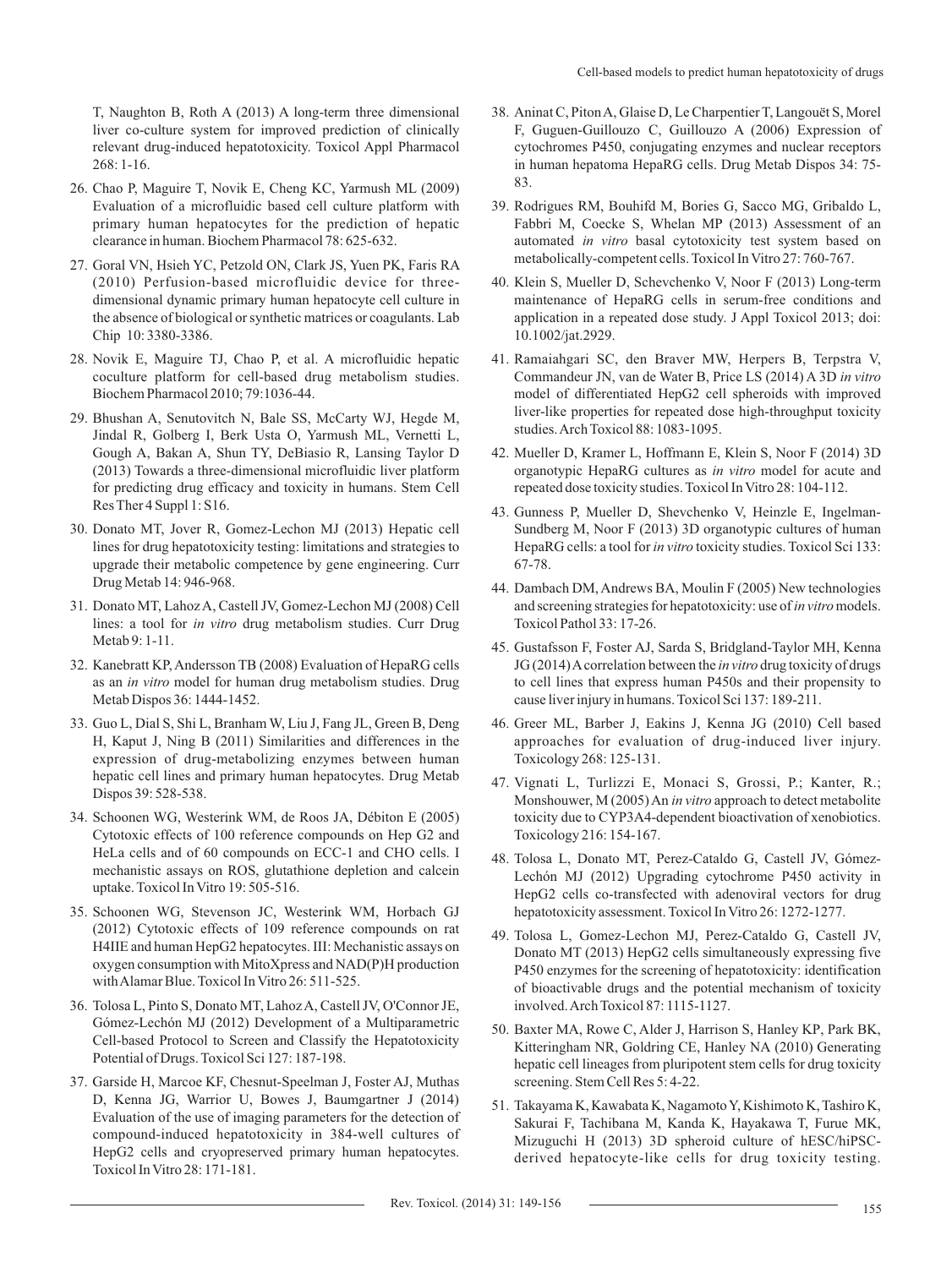T, Naughton B, Roth A (2013) A long-term three dimensional liver co-culture system for improved prediction of clinically relevant drug-induced hepatotoxicity. Toxicol Appl Pharmacol 268: 1-16.

26. Chao P, Maguire T, Novik E, Cheng KC, Yarmush ML (2009) Evaluation of a microfluidic based cell culture platform with primary human hepatocytes for the prediction of hepatic clearance in human. Biochem Pharmacol 78: 625-632.

27. Goral VN, Hsieh YC, Petzold ON, Clark JS, Yuen PK, Faris RA (2010) Perfusion-based microfluidic device for three-dimensional dynamic primary human hepatocyte cell culture in the absence of biological or synthetic matrices or coagulants. Lab Chip 10: 3380-3386.

28. Novik E, Maguire TJ, Chao P, et al. A microfluidic hepatic coculture platform for cell-based drug metabolism studies. Biochem Pharmacol 2010; 79:1036-44.

29. Bhushan A, Senutovitch N, Bale SS, McCarty WJ, Hegde M, Jindal R, Golberg I, Berk Usta O, Yarmush ML, Vernetti L, Gough A, Bakan A, Shun TY, DeBiasio R, Lansing Taylor D (2013) Towards a three-dimensional microfluidic liver platform for predicting drug efficacy and toxicity in humans. Stem Cell Res Ther 4 Suppl 1: S16.

30. Donato MT, Jover R, Gomez-Lechon MJ (2013) Hepatic cell lines for drug hepatotoxicity testing: limitations and strategies to upgrade their metabolic competence by gene engineering. Curr Drug Metab 14: 946-968.

31. Donato MT, Lahoz A, Castell JV, Gomez-Lechon MJ (2008) Cell lines: a tool for *in vitro* drug metabolism studies. Curr Drug Metab 9: 1-11.

32. Kanebratt KP, Andersson TB (2008) Evaluation of HepaRG cells as an *in vitro* model for human drug metabolism studies. Drug Metab Dispos 36: 1444-1452.

33. Guo L, Dial S, Shi L, Branham W, Liu J, Fang JL, Green B, Deng H, Kaput J, Ning B (2011) Similarities and differences in the expression of drug-metabolizing enzymes between human hepatic cell lines and primary human hepatocytes. Drug Metab Dispos 39: 528-538.

34. Schoonen WG, Westerink WM, de Roos JA, Débiton E (2005) Cytotoxic effects of 100 reference compounds on Hep G2 and HeLa cells and of 60 compounds on ECC-1 and CHO cells. I mechanistic assays on ROS, glutathione depletion and calcein uptake. Toxicol In Vitro 19: 505-516.

35. Schoonen WG, Stevenson JC, Westerink WM, Horbach GJ (2012) Cytotoxic effects of 109 reference compounds on rat H4IIE and human HepG2 hepatocytes. III: Mechanistic assays on oxygen consumption with MitoXpress and NAD(P)H production with Alamar Blue. Toxicol In Vitro 26: 511-525.

36. Tolosa L, Pinto S, Donato MT, Lahoz A, Castell JV, O'Connor JE, Gómez-Lechón MJ (2012) Development of a Multiparametric Cell-based Protocol to Screen and Classify the Hepatotoxicity Potential of Drugs. Toxicol Sci 127: 187-198.

37. Garside H, Marcoe KF, Chesnut-Speelman J, Foster AJ, Muthas D, Kenna JG, Warrior U, Bowes J, Baumgartner J (2014) Evaluation of the use of imaging parameters for the detection of compound-induced hepatotoxicity in 384-well cultures of HepG2 cells and cryopreserved primary human hepatocytes. Toxicol In Vitro 28: 171-181.

38. Aninat C, Piton A, Glaise D, Le Charpentier T, Langouët S, Morel F, Guguen-Guillouzo C, Guillouzo A (2006) Expression of cytochromes P450, conjugating enzymes and nuclear receptors in human hepatoma HepaRG cells. Drug Metab Dispos 34: 75-83.

39. Rodrigues RM, Bouhifd M, Bories G, Sacco MG, Gribaldo L, Fabbri M, Coecke S, Whelan MP (2013) Assessment of an automated *in vitro* basal cytotoxicity test system based on metabolically-competent cells. Toxicol In Vitro 27: 760-767.

40. Klein S, Mueller D, Schevchenko V, Noor F (2013) Long-term maintenance of HepaRG cells in serum-free conditions and application in a repeated dose study. J Appl Toxicol 2013; doi: 10.1002/jat.2929.

41. Ramaiahgari SC, den Braver MW, Herpers B, Terpstra V, Commandeur JN, van de Water B, Price LS (2014) A 3D *in vitro* model of differentiated HepG2 cell spheroids with improved liver-like properties for repeated dose high-throughput toxicity studies. Arch Toxicol 88: 1083-1095.

42. Mueller D, Kramer L, Hoffmann E, Klein S, Noor F (2014) 3D organotypic HepaRG cultures as *in vitro* model for acute and repeated dose toxicity studies. Toxicol In Vitro 28: 104-112.

43. Gunness P, Mueller D, Shevchenko V, Heinzle E, Ingelman-Sundberg M, Noor F (2013) 3D organotypic cultures of human HepaRG cells: a tool for *in vitro* toxicity studies. Toxicol Sci 133: 67-78.

44. Dambach DM, Andrews BA, Moulin F (2005) New technologies and screening strategies for hepatotoxicity: use of *in vitro* models. Toxicol Pathol 33: 17-26.

45. Gustafsson F, Foster AJ, Sarda S, Bridgland-Taylor MH, Kenna JG (2014) A correlation between the *in vitro* drug toxicity of drugs to cell lines that express human P450s and their propensity to cause liver injury in humans. Toxicol Sci 137: 189-211.

46. Greer ML, Barber J, Eakins J, Kenna JG (2010) Cell based approaches for evaluation of drug-induced liver injury. Toxicology 268: 125-131.

47. Vignati L, Turlizzi E, Monaci S, Grossi, P.; Kanter, R.; Monshouwer, M (2005) An *in vitro* approach to detect metabolite toxicity due to CYP3A4-dependent bioactivation of xenobiotics. Toxicology 216: 154-167.

48. Tolosa L, Donato MT, Perez-Cataldo G, Castell JV, Gómez-Lechón MJ (2012) Upgrading cytochrome P450 activity in HepG2 cells co-transfected with adenoviral vectors for drug hepatotoxicity assessment. Toxicol In Vitro 26: 1272-1277.

49. Tolosa L, Gomez-Lechon MJ, Perez-Cataldo G, Castell JV, Donato MT (2013) HepG2 cells simultaneously expressing five P450 enzymes for the screening of hepatotoxicity: identification of bioactivable drugs and the potential mechanism of toxicity involved. Arch Toxicol 87: 1115-1127.

50. Baxter MA, Rowe C, Alder J, Harrison S, Hanley KP, Park BK, Kitteringham NR, Goldring CE, Hanley NA (2010) Generating hepatic cell lineages from pluripotent stem cells for drug toxicity screening. Stem Cell Res 5: 4-22.

51. Takayama K, Kawabata K, Nagamoto Y, Kishimoto K, Tashiro K, Sakurai F, Tachibana M, Kanda K, Hayakawa T, Furue MK, Mizuguchi H (2013) 3D spheroid culture of hESC/hiPSC-derived hepatocyte-like cells for drug toxicity testing.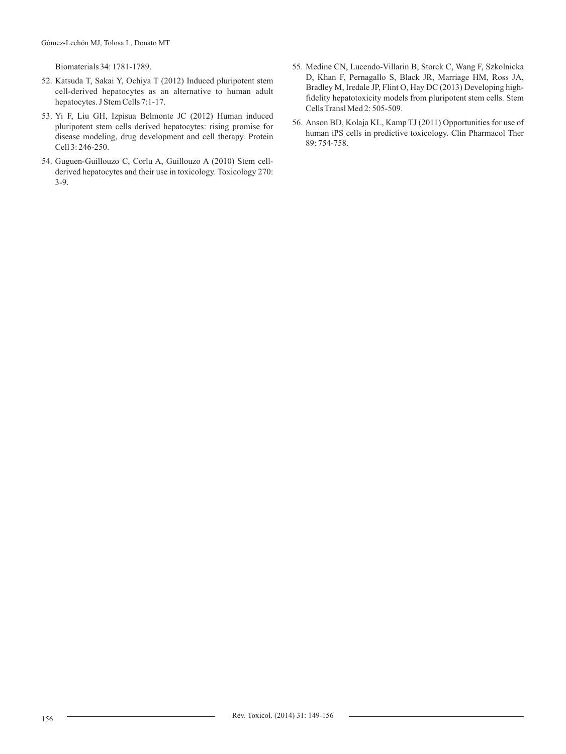Biomaterials 34: 1781-1789.

52. Katsuda T, Sakai Y, Ochiya T (2012) Induced pluripotent stem cell-derived hepatocytes as an alternative to human adult hepatocytes. J Stem Cells 7:1-17.
53. Yi F, Liu GH, Izpisua Belmonte JC (2012) Human induced pluripotent stem cells derived hepatocytes: rising promise for disease modeling, drug development and cell therapy. Protein Cell 3: 246-250.
54. Guguen-Guillouzo C, Corlu A, Guillouzo A (2010) Stem cell-derived hepatocytes and their use in toxicology. Toxicology 270: 3-9.
55. Medine CN, Lucendo-Villarin B, Storck C, Wang F, Szkolnicka D, Khan F, Pernagallo S, Black JR, Marriage HM, Ross JA, Bradley M, Iredale JP, Flint O, Hay DC (2013) Developing high-fidelity hepatotoxicity models from pluripotent stem cells. Stem Cells Transl Med 2: 505-509.
56. Anson BD, Kolaja KL, Kamp TJ (2011) Opportunities for use of human iPS cells in predictive toxicology. Clin Pharmacol Ther 89: 754-758.